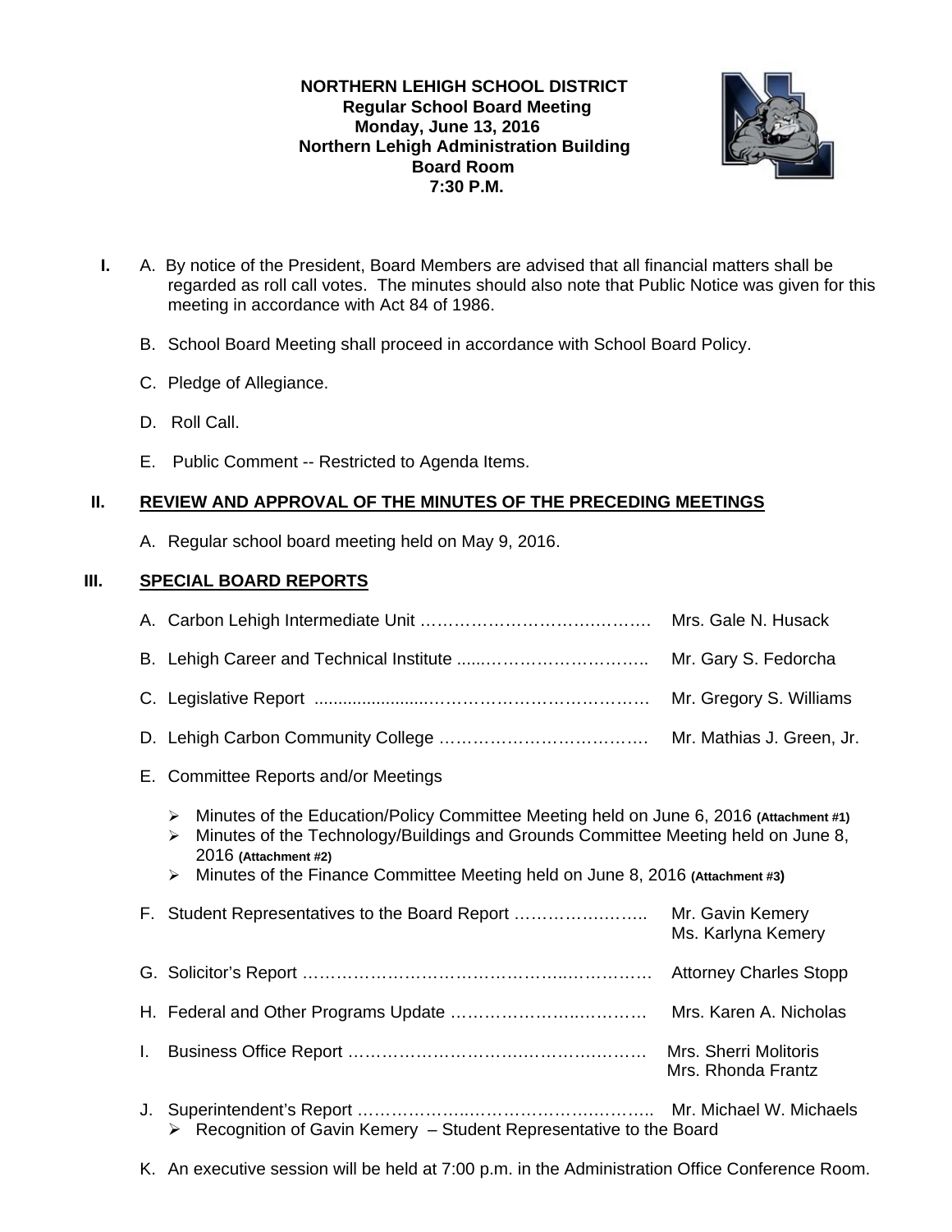**NORTHERN LEHIGH SCHOOL DISTRICT**
**Regular School Board Meeting**
**Monday, June 13, 2016**
**Northern Lehigh Administration Building**
**Board Room**
**7:30 P.M.**

**I.** A. By notice of the President, Board Members are advised that all financial matters shall be regarded as roll call votes. The minutes should also note that Public Notice was given for this meeting in accordance with Act 84 of 1986.

B. School Board Meeting shall proceed in accordance with School Board Policy.

C. Pledge of Allegiance.

D. Roll Call.

E. Public Comment -- Restricted to Agenda Items.

## II. REVIEW AND APPROVAL OF THE MINUTES OF THE PRECEDING MEETINGS

A. Regular school board meeting held on May 9, 2016.

## III. SPECIAL BOARD REPORTS

A. Carbon Lehigh Intermediate Unit …………………………….………. Mrs. Gale N. Husack

B. Lehigh Career and Technical Institute ......………………………….. Mr. Gary S. Fedorcha

C. Legislative Report ......................………………………………… Mr. Gregory S. Williams

D. Lehigh Carbon Community College ………………………………. Mr. Mathias J. Green, Jr.

E. Committee Reports and/or Meetings

- Minutes of the Education/Policy Committee Meeting held on June 6, 2016 **(Attachment #1)**
- Minutes of the Technology/Buildings and Grounds Committee Meeting held on June 8, 2016 **(Attachment #2)**
- Minutes of the Finance Committee Meeting held on June 8, 2016 **(Attachment #3)**

F. Student Representatives to the Board Report …………….…….. Mr. Gavin Kemery
Ms. Karlyna Kemery

G. Solicitor's Report ………………………………………..…………… Attorney Charles Stopp

H. Federal and Other Programs Update ……………….….……… Mrs. Karen A. Nicholas

I. Business Office Report ………………………….…………….……… Mrs. Sherri Molitoris
Mrs. Rhonda Frantz

J. Superintendent's Report ……………….……….…………..……….. Mr. Michael W. Michaels

- Recognition of Gavin Kemery – Student Representative to the Board

K. An executive session will be held at 7:00 p.m. in the Administration Office Conference Room.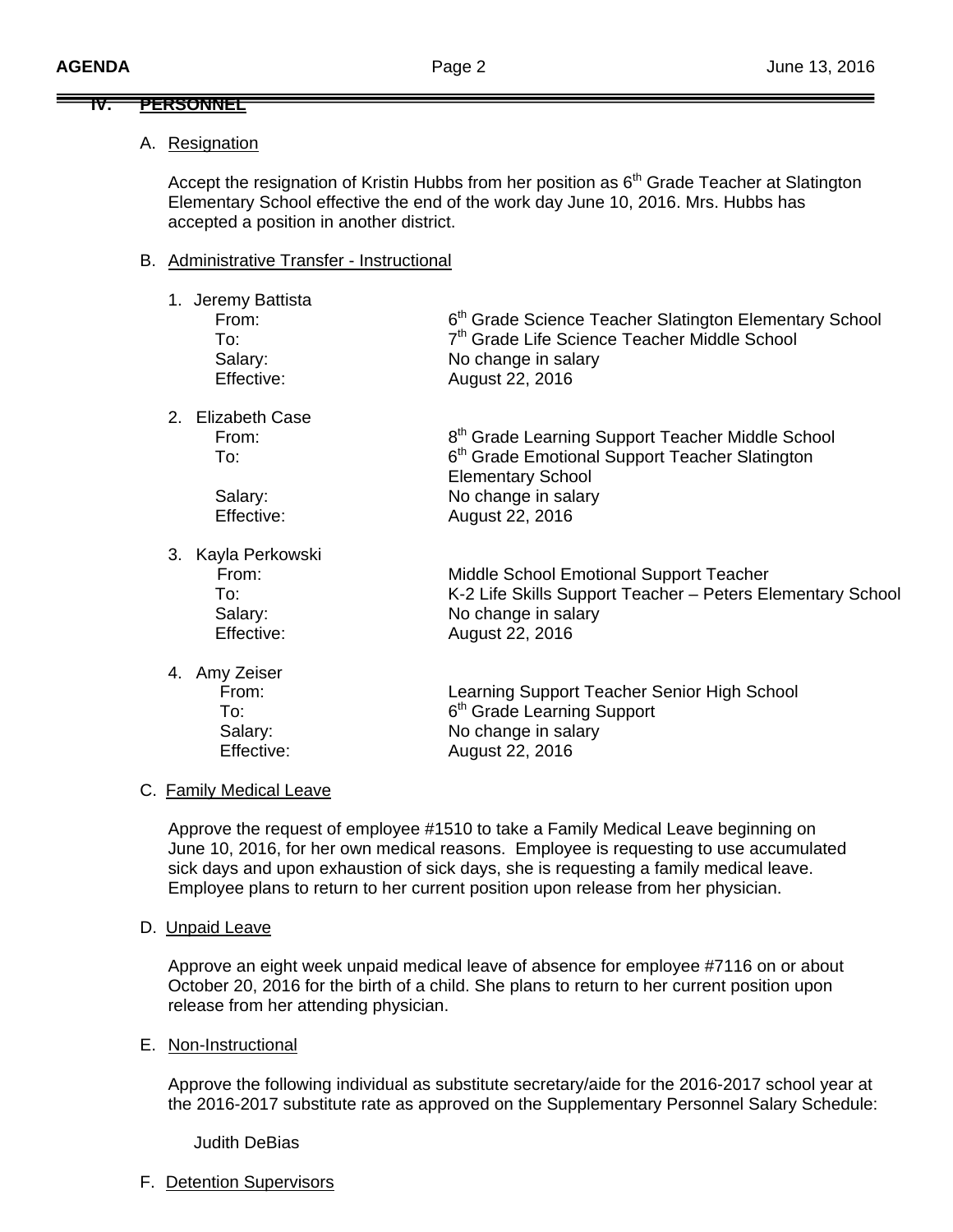## IV. PERSONNEL

A. Resignation

Accept the resignation of Kristin Hubbs from her position as 6th Grade Teacher at Slatington Elementary School effective the end of the work day June 10, 2016. Mrs. Hubbs has accepted a position in another district.

B. Administrative Transfer - Instructional

1. Jeremy Battista

| | |
|---|---|
| From: | 6th Grade Science Teacher Slatington Elementary School |
| To: | 7th Grade Life Science Teacher Middle School |
| Salary: | No change in salary |
| Effective: | August 22, 2016 |

2. Elizabeth Case

| | |
|---|---|
| From: | 8th Grade Learning Support Teacher Middle School |
| To: | 6th Grade Emotional Support Teacher Slatington Elementary School |
| Salary: | No change in salary |
| Effective: | August 22, 2016 |

3. Kayla Perkowski

| | |
|---|---|
| From: | Middle School Emotional Support Teacher |
| To: | K-2 Life Skills Support Teacher – Peters Elementary School |
| Salary: | No change in salary |
| Effective: | August 22, 2016 |

4. Amy Zeiser

| | |
|---|---|
| From: | Learning Support Teacher Senior High School |
| To: | 6th Grade Learning Support |
| Salary: | No change in salary |
| Effective: | August 22, 2016 |

C. Family Medical Leave

Approve the request of employee #1510 to take a Family Medical Leave beginning on June 10, 2016, for her own medical reasons. Employee is requesting to use accumulated sick days and upon exhaustion of sick days, she is requesting a family medical leave. Employee plans to return to her current position upon release from her physician.

D. Unpaid Leave

Approve an eight week unpaid medical leave of absence for employee #7116 on or about October 20, 2016 for the birth of a child. She plans to return to her current position upon release from her attending physician.

E. Non-Instructional

Approve the following individual as substitute secretary/aide for the 2016-2017 school year at the 2016-2017 substitute rate as approved on the Supplementary Personnel Salary Schedule:

Judith DeBias

F. Detention Supervisors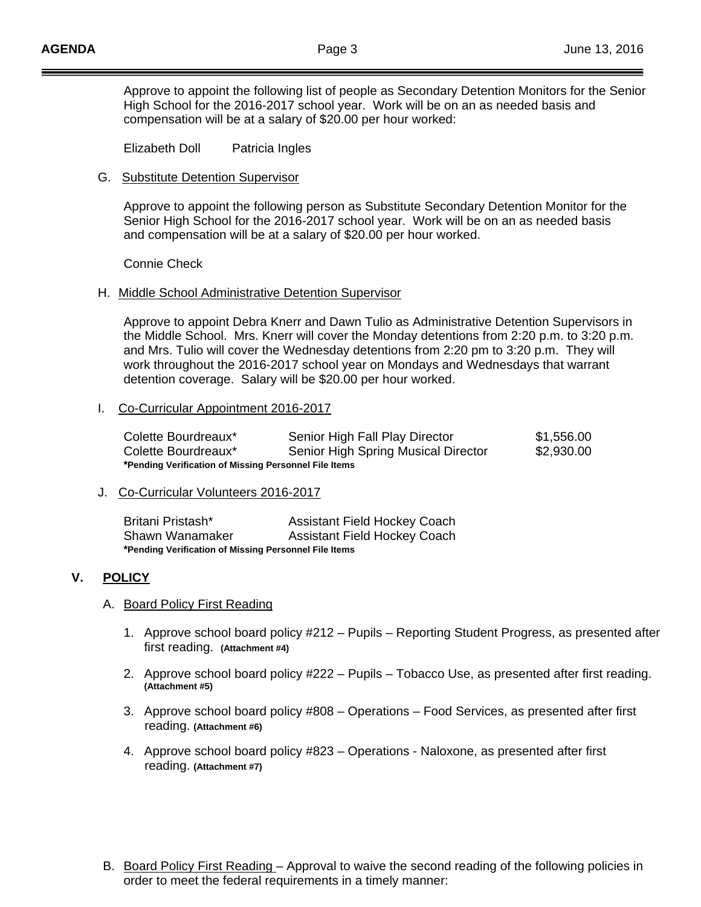Approve to appoint the following list of people as Secondary Detention Monitors for the Senior High School for the 2016-2017 school year. Work will be on an as needed basis and compensation will be at a salary of $20.00 per hour worked:

Elizabeth Doll    Patricia Ingles

G. Substitute Detention Supervisor

Approve to appoint the following person as Substitute Secondary Detention Monitor for the Senior High School for the 2016-2017 school year. Work will be on an as needed basis and compensation will be at a salary of $20.00 per hour worked.

Connie Check

H. Middle School Administrative Detention Supervisor

Approve to appoint Debra Knerr and Dawn Tulio as Administrative Detention Supervisors in the Middle School. Mrs. Knerr will cover the Monday detentions from 2:20 p.m. to 3:20 p.m. and Mrs. Tulio will cover the Wednesday detentions from 2:20 pm to 3:20 p.m. They will work throughout the 2016-2017 school year on Mondays and Wednesdays that warrant detention coverage. Salary will be $20.00 per hour worked.

I. Co-Curricular Appointment 2016-2017

| | | |
|---|---|---|
| Colette Bourdreaux* | Senior High Fall Play Director | $1,556.00 |
| Colette Bourdreaux* | Senior High Spring Musical Director | $2,930.00 |

**\*Pending Verification of Missing Personnel File Items**

J. Co-Curricular Volunteers 2016-2017

| | |
|---|---|
| Britani Pristash* | Assistant Field Hockey Coach |
| Shawn Wanamaker | Assistant Field Hockey Coach |

**\*Pending Verification of Missing Personnel File Items**

## V. POLICY

A. Board Policy First Reading

1. Approve school board policy #212 – Pupils – Reporting Student Progress, as presented after first reading. **(Attachment #4)**
2. Approve school board policy #222 – Pupils – Tobacco Use, as presented after first reading. **(Attachment #5)**
3. Approve school board policy #808 – Operations – Food Services, as presented after first reading. **(Attachment #6)**
4. Approve school board policy #823 – Operations - Naloxone, as presented after first reading. **(Attachment #7)**

B. Board Policy First Reading – Approval to waive the second reading of the following policies in order to meet the federal requirements in a timely manner: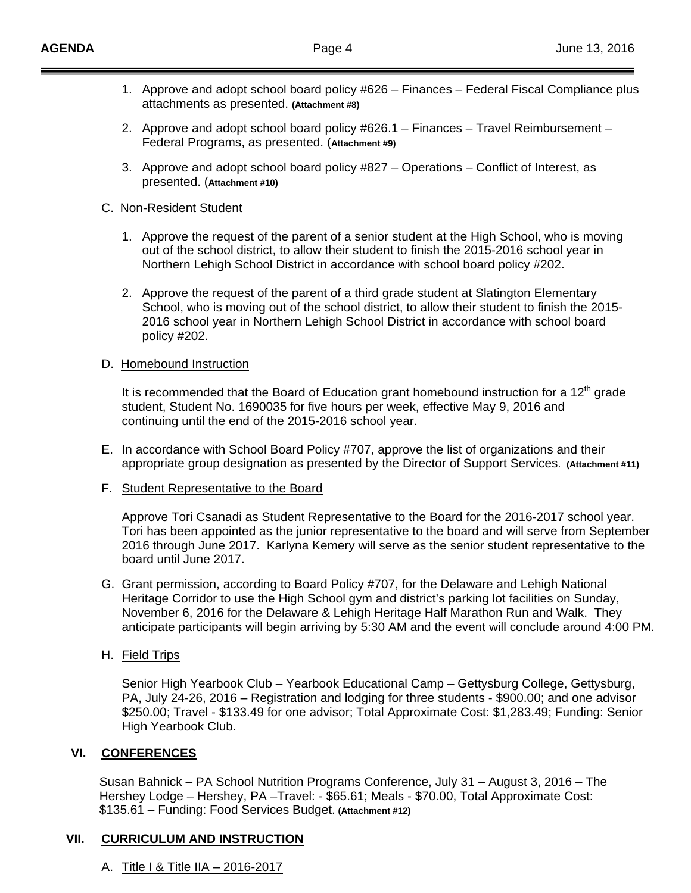1. Approve and adopt school board policy #626 – Finances – Federal Fiscal Compliance plus attachments as presented. **(Attachment #8)**

2. Approve and adopt school board policy #626.1 – Finances – Travel Reimbursement – Federal Programs, as presented. (**Attachment #9)**

3. Approve and adopt school board policy #827 – Operations – Conflict of Interest, as presented. (**Attachment #10)**

C. Non-Resident Student

1. Approve the request of the parent of a senior student at the High School, who is moving out of the school district, to allow their student to finish the 2015-2016 school year in Northern Lehigh School District in accordance with school board policy #202.

2. Approve the request of the parent of a third grade student at Slatington Elementary School, who is moving out of the school district, to allow their student to finish the 2015-2016 school year in Northern Lehigh School District in accordance with school board policy #202.

D. Homebound Instruction

It is recommended that the Board of Education grant homebound instruction for a 12th grade student, Student No. 1690035 for five hours per week, effective May 9, 2016 and continuing until the end of the 2015-2016 school year.

E. In accordance with School Board Policy #707, approve the list of organizations and their appropriate group designation as presented by the Director of Support Services. **(Attachment #11)**

F. Student Representative to the Board

Approve Tori Csanadi as Student Representative to the Board for the 2016-2017 school year. Tori has been appointed as the junior representative to the board and will serve from September 2016 through June 2017. Karlyna Kemery will serve as the senior student representative to the board until June 2017.

G. Grant permission, according to Board Policy #707, for the Delaware and Lehigh National Heritage Corridor to use the High School gym and district's parking lot facilities on Sunday, November 6, 2016 for the Delaware & Lehigh Heritage Half Marathon Run and Walk. They anticipate participants will begin arriving by 5:30 AM and the event will conclude around 4:00 PM.

H. Field Trips

Senior High Yearbook Club – Yearbook Educational Camp – Gettysburg College, Gettysburg, PA, July 24-26, 2016 – Registration and lodging for three students - $900.00; and one advisor $250.00; Travel - $133.49 for one advisor; Total Approximate Cost: $1,283.49; Funding: Senior High Yearbook Club.

## VI. CONFERENCES

Susan Bahnick – PA School Nutrition Programs Conference, July 31 – August 3, 2016 – The Hershey Lodge – Hershey, PA –Travel: - $65.61; Meals - $70.00, Total Approximate Cost: $135.61 – Funding: Food Services Budget. **(Attachment #12)**

## VII. CURRICULUM AND INSTRUCTION

A. Title I & Title IIA – 2016-2017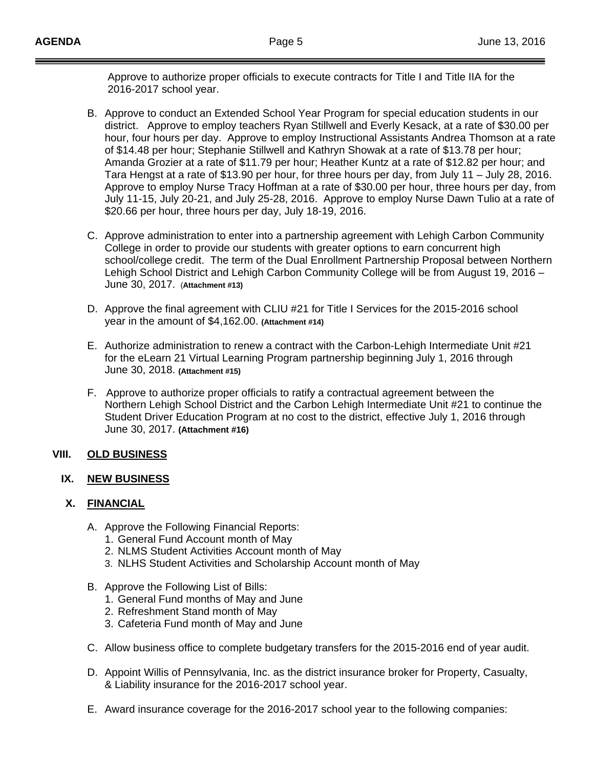Approve to authorize proper officials to execute contracts for Title I and Title IIA for the 2016-2017 school year.

B. Approve to conduct an Extended School Year Program for special education students in our district. Approve to employ teachers Ryan Stillwell and Everly Kesack, at a rate of $30.00 per hour, four hours per day. Approve to employ Instructional Assistants Andrea Thomson at a rate of $14.48 per hour; Stephanie Stillwell and Kathryn Showak at a rate of $13.78 per hour; Amanda Grozier at a rate of $11.79 per hour; Heather Kuntz at a rate of $12.82 per hour; and Tara Hengst at a rate of $13.90 per hour, for three hours per day, from July 11 – July 28, 2016. Approve to employ Nurse Tracy Hoffman at a rate of $30.00 per hour, three hours per day, from July 11-15, July 20-21, and July 25-28, 2016. Approve to employ Nurse Dawn Tulio at a rate of $20.66 per hour, three hours per day, July 18-19, 2016.

C. Approve administration to enter into a partnership agreement with Lehigh Carbon Community College in order to provide our students with greater options to earn concurrent high school/college credit. The term of the Dual Enrollment Partnership Proposal between Northern Lehigh School District and Lehigh Carbon Community College will be from August 19, 2016 – June 30, 2017. (**Attachment #13)**

D. Approve the final agreement with CLIU #21 for Title I Services for the 2015-2016 school year in the amount of $4,162.00. **(Attachment #14)**

E. Authorize administration to renew a contract with the Carbon-Lehigh Intermediate Unit #21 for the eLearn 21 Virtual Learning Program partnership beginning July 1, 2016 through June 30, 2018. **(Attachment #15)**

F. Approve to authorize proper officials to ratify a contractual agreement between the Northern Lehigh School District and the Carbon Lehigh Intermediate Unit #21 to continue the Student Driver Education Program at no cost to the district, effective July 1, 2016 through June 30, 2017. **(Attachment #16)**

## VIII. OLD BUSINESS

## IX. NEW BUSINESS

## X. FINANCIAL

A. Approve the Following Financial Reports:
   1. General Fund Account month of May
   2. NLMS Student Activities Account month of May
   3. NLHS Student Activities and Scholarship Account month of May

B. Approve the Following List of Bills:
   1. General Fund months of May and June
   2. Refreshment Stand month of May
   3. Cafeteria Fund month of May and June

C. Allow business office to complete budgetary transfers for the 2015-2016 end of year audit.

D. Appoint Willis of Pennsylvania, Inc. as the district insurance broker for Property, Casualty, & Liability insurance for the 2016-2017 school year.

E. Award insurance coverage for the 2016-2017 school year to the following companies: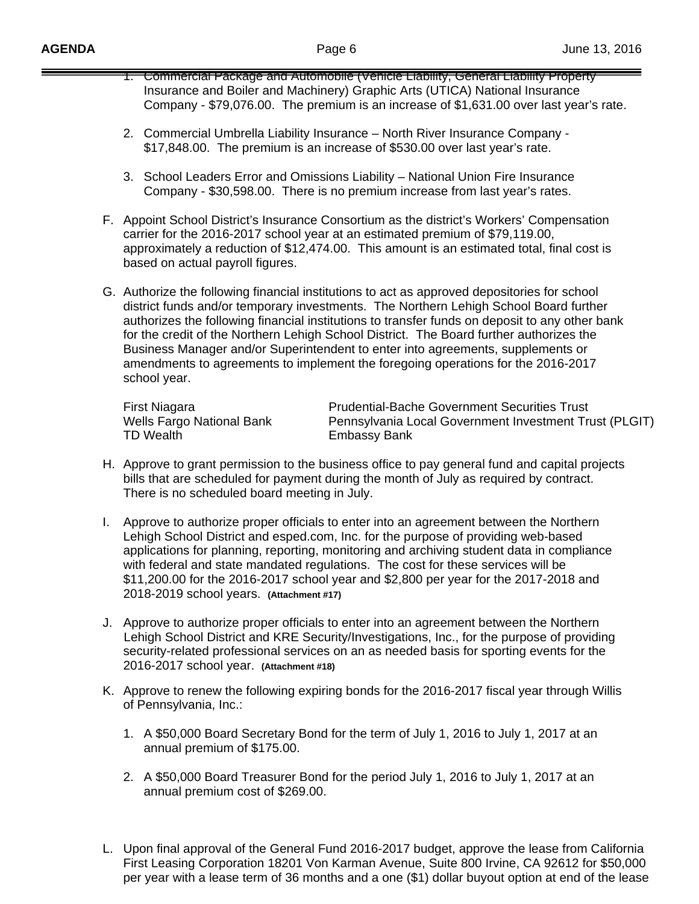1. Commercial Package and Automobile (Vehicle Liability, General Liability Property Insurance and Boiler and Machinery) Graphic Arts (UTICA) National Insurance Company - $79,076.00. The premium is an increase of $1,631.00 over last year's rate.

2. Commercial Umbrella Liability Insurance – North River Insurance Company - $17,848.00. The premium is an increase of $530.00 over last year's rate.

3. School Leaders Error and Omissions Liability – National Union Fire Insurance Company - $30,598.00. There is no premium increase from last year's rates.

F. Appoint School District's Insurance Consortium as the district's Workers' Compensation carrier for the 2016-2017 school year at an estimated premium of $79,119.00, approximately a reduction of $12,474.00. This amount is an estimated total, final cost is based on actual payroll figures.

G. Authorize the following financial institutions to act as approved depositories for school district funds and/or temporary investments. The Northern Lehigh School Board further authorizes the following financial institutions to transfer funds on deposit to any other bank for the credit of the Northern Lehigh School District. The Board further authorizes the Business Manager and/or Superintendent to enter into agreements, supplements or amendments to agreements to implement the foregoing operations for the 2016-2017 school year.

| | |
|---|---|
| First Niagara | Prudential-Bache Government Securities Trust |
| Wells Fargo National Bank | Pennsylvania Local Government Investment Trust (PLGIT) |
| TD Wealth | Embassy Bank |

H. Approve to grant permission to the business office to pay general fund and capital projects bills that are scheduled for payment during the month of July as required by contract. There is no scheduled board meeting in July.

I. Approve to authorize proper officials to enter into an agreement between the Northern Lehigh School District and esped.com, Inc. for the purpose of providing web-based applications for planning, reporting, monitoring and archiving student data in compliance with federal and state mandated regulations. The cost for these services will be $11,200.00 for the 2016-2017 school year and $2,800 per year for the 2017-2018 and 2018-2019 school years. **(Attachment #17)**

J. Approve to authorize proper officials to enter into an agreement between the Northern Lehigh School District and KRE Security/Investigations, Inc., for the purpose of providing security-related professional services on an as needed basis for sporting events for the 2016-2017 school year. **(Attachment #18)**

K. Approve to renew the following expiring bonds for the 2016-2017 fiscal year through Willis of Pennsylvania, Inc.:

1. A $50,000 Board Secretary Bond for the term of July 1, 2016 to July 1, 2017 at an annual premium of $175.00.

2. A $50,000 Board Treasurer Bond for the period July 1, 2016 to July 1, 2017 at an annual premium cost of $269.00.

L. Upon final approval of the General Fund 2016-2017 budget, approve the lease from California First Leasing Corporation 18201 Von Karman Avenue, Suite 800 Irvine, CA 92612 for $50,000 per year with a lease term of 36 months and a one ($1) dollar buyout option at end of the lease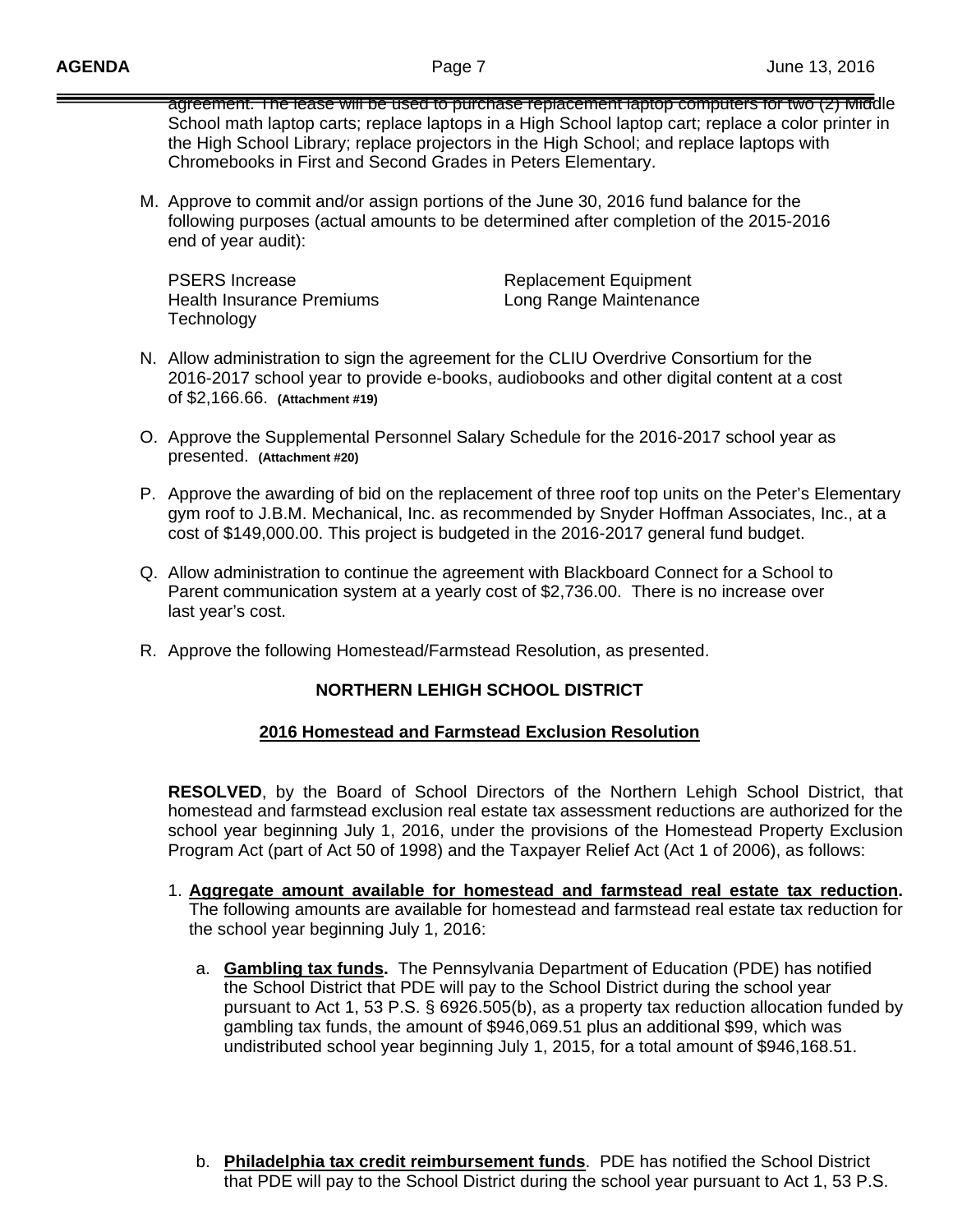agreement. The lease will be used to purchase replacement laptop computers for two (2) Middle School math laptop carts; replace laptops in a High School laptop cart; replace a color printer in the High School Library; replace projectors in the High School; and replace laptops with Chromebooks in First and Second Grades in Peters Elementary.

M. Approve to commit and/or assign portions of the June 30, 2016 fund balance for the following purposes (actual amounts to be determined after completion of the 2015-2016 end of year audit):

   PSERS Increase
   Health Insurance Premiums
   Technology
   Replacement Equipment
   Long Range Maintenance

N. Allow administration to sign the agreement for the CLIU Overdrive Consortium for the 2016-2017 school year to provide e-books, audiobooks and other digital content at a cost of $2,166.66. **(Attachment #19)**

O. Approve the Supplemental Personnel Salary Schedule for the 2016-2017 school year as presented. **(Attachment #20)**

P. Approve the awarding of bid on the replacement of three roof top units on the Peter's Elementary gym roof to J.B.M. Mechanical, Inc. as recommended by Snyder Hoffman Associates, Inc., at a cost of $149,000.00. This project is budgeted in the 2016-2017 general fund budget.

Q. Allow administration to continue the agreement with Blackboard Connect for a School to Parent communication system at a yearly cost of $2,736.00. There is no increase over last year's cost.

R. Approve the following Homestead/Farmstead Resolution, as presented.

## NORTHERN LEHIGH SCHOOL DISTRICT

### 2016 Homestead and Farmstead Exclusion Resolution

**RESOLVED**, by the Board of School Directors of the Northern Lehigh School District, that homestead and farmstead exclusion real estate tax assessment reductions are authorized for the school year beginning July 1, 2016, under the provisions of the Homestead Property Exclusion Program Act (part of Act 50 of 1998) and the Taxpayer Relief Act (Act 1 of 2006), as follows:

1. **Aggregate amount available for homestead and farmstead real estate tax reduction.** The following amounts are available for homestead and farmstead real estate tax reduction for the school year beginning July 1, 2016:

   a. **Gambling tax funds.** The Pennsylvania Department of Education (PDE) has notified the School District that PDE will pay to the School District during the school year pursuant to Act 1, 53 P.S. § 6926.505(b), as a property tax reduction allocation funded by gambling tax funds, the amount of $946,069.51 plus an additional $99, which was undistributed school year beginning July 1, 2015, for a total amount of $946,168.51.

   b. **Philadelphia tax credit reimbursement funds**. PDE has notified the School District that PDE will pay to the School District during the school year pursuant to Act 1, 53 P.S.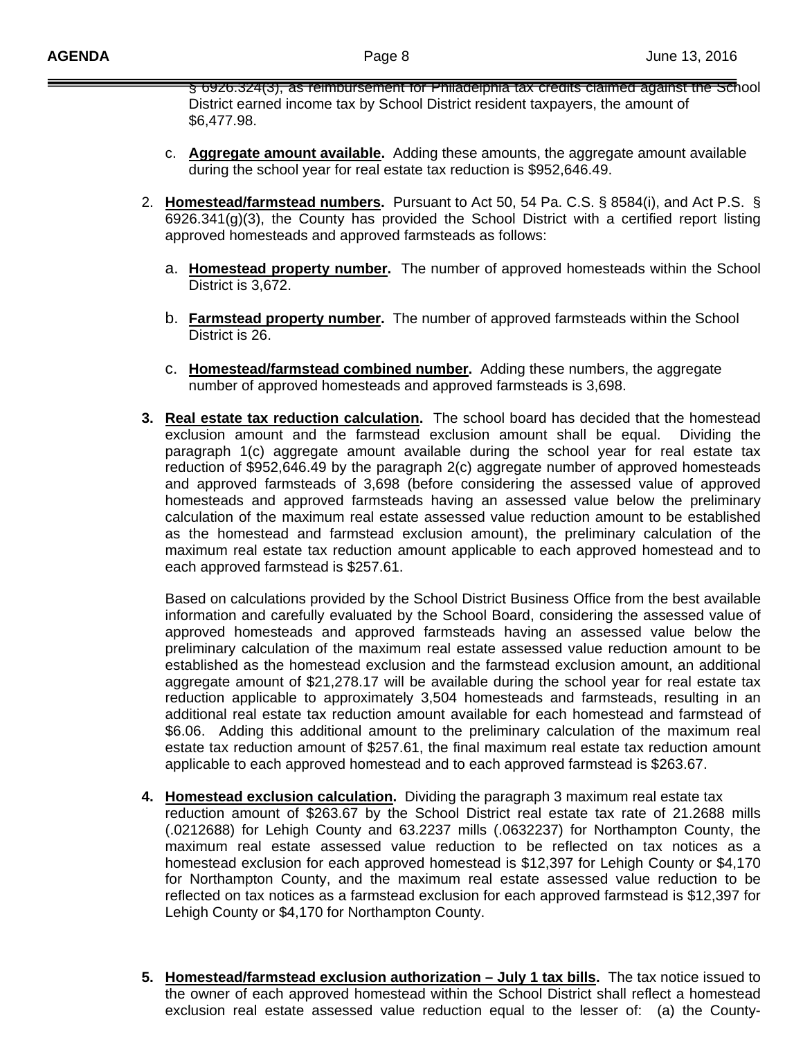§ 6926.324(3), as reimbursement for Philadelphia tax credits claimed against the School District earned income tax by School District resident taxpayers, the amount of $6,477.98.

c. **Aggregate amount available.** Adding these amounts, the aggregate amount available during the school year for real estate tax reduction is $952,646.49.

2. **Homestead/farmstead numbers.** Pursuant to Act 50, 54 Pa. C.S. § 8584(i), and Act P.S. § 6926.341(g)(3), the County has provided the School District with a certified report listing approved homesteads and approved farmsteads as follows:

   a. **Homestead property number.** The number of approved homesteads within the School District is 3,672.

   b. **Farmstead property number.** The number of approved farmsteads within the School District is 26.

   c. **Homestead/farmstead combined number.** Adding these numbers, the aggregate number of approved homesteads and approved farmsteads is 3,698.

3. **Real estate tax reduction calculation.** The school board has decided that the homestead exclusion amount and the farmstead exclusion amount shall be equal. Dividing the paragraph 1(c) aggregate amount available during the school year for real estate tax reduction of $952,646.49 by the paragraph 2(c) aggregate number of approved homesteads and approved farmsteads of 3,698 (before considering the assessed value of approved homesteads and approved farmsteads having an assessed value below the preliminary calculation of the maximum real estate assessed value reduction amount to be established as the homestead and farmstead exclusion amount), the preliminary calculation of the maximum real estate tax reduction amount applicable to each approved homestead and to each approved farmstead is $257.61.

   Based on calculations provided by the School District Business Office from the best available information and carefully evaluated by the School Board, considering the assessed value of approved homesteads and approved farmsteads having an assessed value below the preliminary calculation of the maximum real estate assessed value reduction amount to be established as the homestead exclusion and the farmstead exclusion amount, an additional aggregate amount of $21,278.17 will be available during the school year for real estate tax reduction applicable to approximately 3,504 homesteads and farmsteads, resulting in an additional real estate tax reduction amount available for each homestead and farmstead of $6.06. Adding this additional amount to the preliminary calculation of the maximum real estate tax reduction amount of $257.61, the final maximum real estate tax reduction amount applicable to each approved homestead and to each approved farmstead is $263.67.

4. **Homestead exclusion calculation.** Dividing the paragraph 3 maximum real estate tax reduction amount of $263.67 by the School District real estate tax rate of 21.2688 mills (.0212688) for Lehigh County and 63.2237 mills (.0632237) for Northampton County, the maximum real estate assessed value reduction to be reflected on tax notices as a homestead exclusion for each approved homestead is $12,397 for Lehigh County or $4,170 for Northampton County, and the maximum real estate assessed value reduction to be reflected on tax notices as a farmstead exclusion for each approved farmstead is $12,397 for Lehigh County or $4,170 for Northampton County.

5. **Homestead/farmstead exclusion authorization – July 1 tax bills.** The tax notice issued to the owner of each approved homestead within the School District shall reflect a homestead exclusion real estate assessed value reduction equal to the lesser of: (a) the County-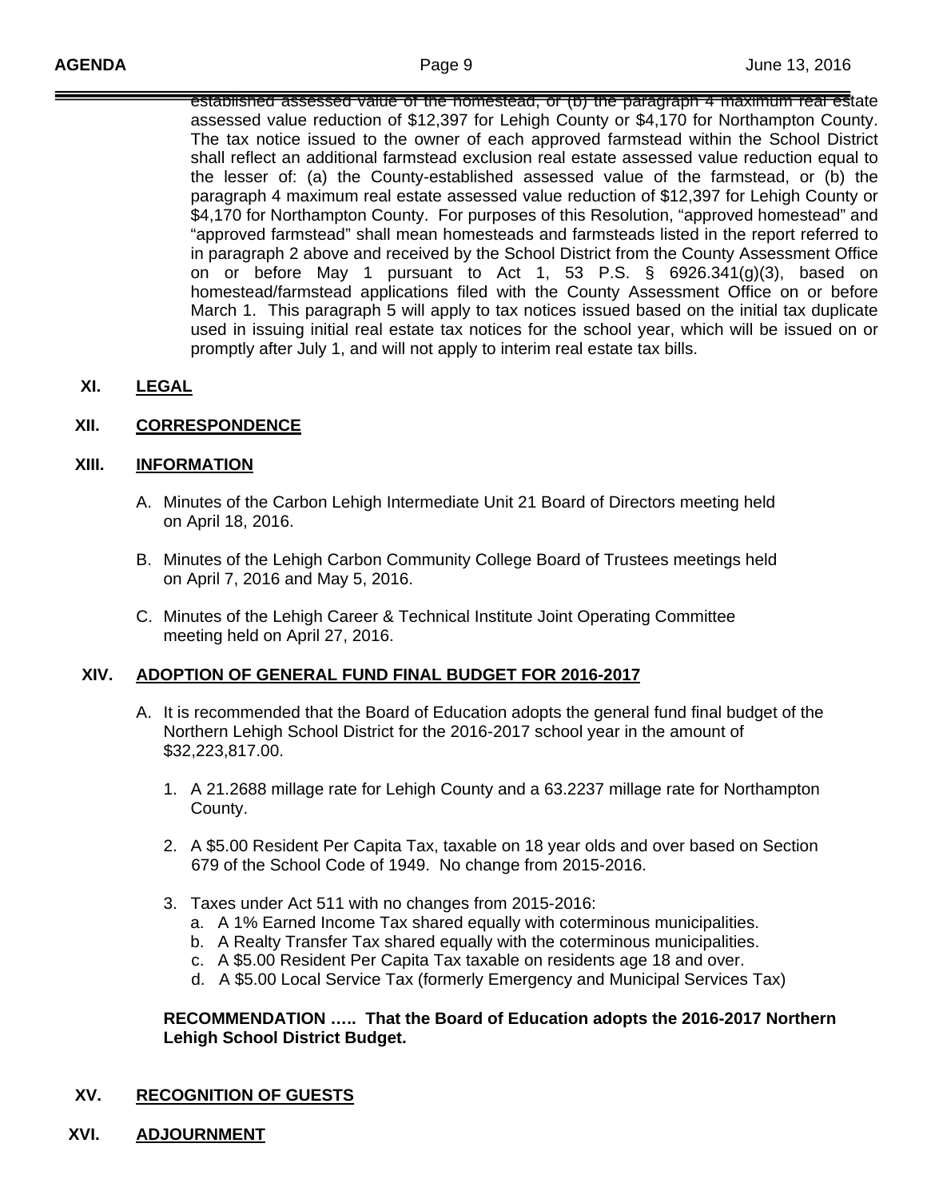established assessed value of the homestead, or (b) the paragraph 4 maximum real estate assessed value reduction of $12,397 for Lehigh County or $4,170 for Northampton County. The tax notice issued to the owner of each approved farmstead within the School District shall reflect an additional farmstead exclusion real estate assessed value reduction equal to the lesser of: (a) the County-established assessed value of the farmstead, or (b) the paragraph 4 maximum real estate assessed value reduction of $12,397 for Lehigh County or $4,170 for Northampton County. For purposes of this Resolution, "approved homestead" and "approved farmstead" shall mean homesteads and farmsteads listed in the report referred to in paragraph 2 above and received by the School District from the County Assessment Office on or before May 1 pursuant to Act 1, 53 P.S. § 6926.341(g)(3), based on homestead/farmstead applications filed with the County Assessment Office on or before March 1. This paragraph 5 will apply to tax notices issued based on the initial tax duplicate used in issuing initial real estate tax notices for the school year, which will be issued on or promptly after July 1, and will not apply to interim real estate tax bills.

## XI. LEGAL

## XII. CORRESPONDENCE

## XIII. INFORMATION

A. Minutes of the Carbon Lehigh Intermediate Unit 21 Board of Directors meeting held on April 18, 2016.

B. Minutes of the Lehigh Carbon Community College Board of Trustees meetings held on April 7, 2016 and May 5, 2016.

C. Minutes of the Lehigh Career & Technical Institute Joint Operating Committee meeting held on April 27, 2016.

## XIV. ADOPTION OF GENERAL FUND FINAL BUDGET FOR 2016-2017

A. It is recommended that the Board of Education adopts the general fund final budget of the Northern Lehigh School District for the 2016-2017 school year in the amount of $32,223,817.00.

1. A 21.2688 millage rate for Lehigh County and a 63.2237 millage rate for Northampton County.

2. A $5.00 Resident Per Capita Tax, taxable on 18 year olds and over based on Section 679 of the School Code of 1949. No change from 2015-2016.

3. Taxes under Act 511 with no changes from 2015-2016:
   a. A 1% Earned Income Tax shared equally with coterminous municipalities.
   b. A Realty Transfer Tax shared equally with the coterminous municipalities.
   c. A $5.00 Resident Per Capita Tax taxable on residents age 18 and over.
   d. A $5.00 Local Service Tax (formerly Emergency and Municipal Services Tax)

**RECOMMENDATION ….. That the Board of Education adopts the 2016-2017 Northern Lehigh School District Budget.**

## XV. RECOGNITION OF GUESTS

## XVI. ADJOURNMENT